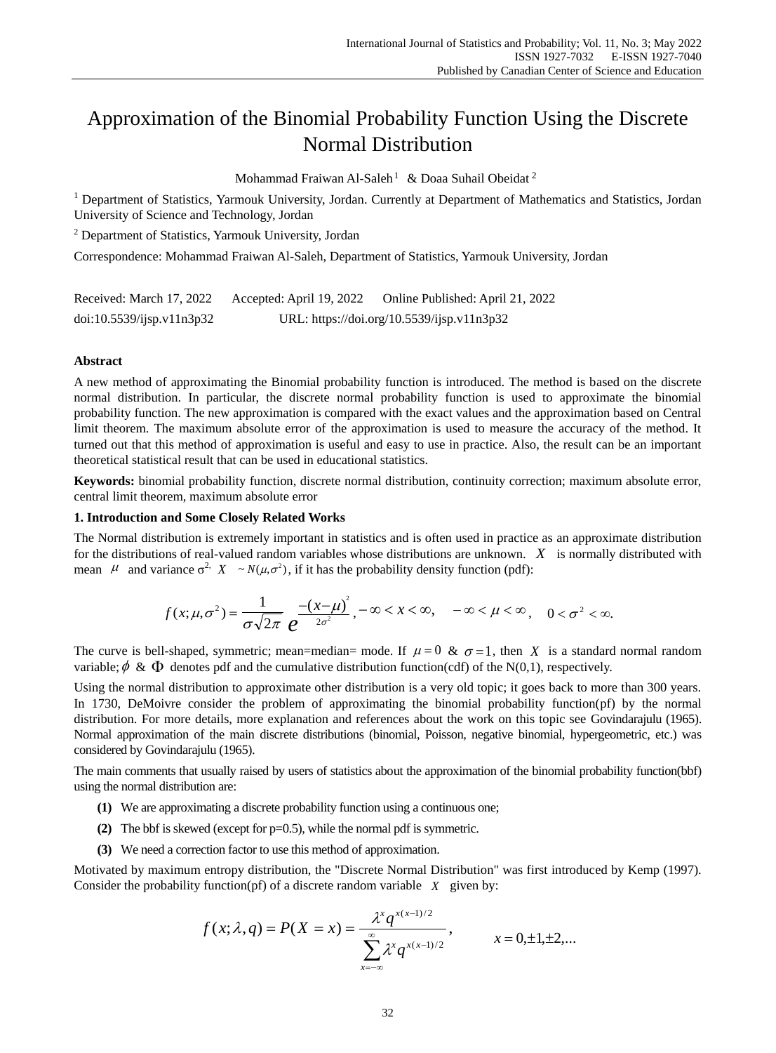# Approximation of the Binomial Probability Function Using the Discrete Normal Distribution

Mohammad Fraiwan Al-Saleh[1] & Doaa Suhail Obeidat[2]

[1] Department of Statistics, Yarmouk University, Jordan. Currently at Department of Mathematics and Statistics, Jordan University of Science and Technology, Jordan

[2] Department of Statistics, Yarmouk University, Jordan

Correspondence: Mohammad Fraiwan Al-Saleh, Department of Statistics, Yarmouk University, Jordan

Received: March 17, 2022  Accepted: April 19, 2022  Online Published: April 21, 2022

doi:10.5539/ijsp.v11n3p32  URL: https://doi.org/10.5539/ijsp.v11n3p32

**Abstract**

A new method of approximating the Binomial probability function is introduced. The method is based on the discrete normal distribution. In particular, the discrete normal probability function is used to approximate the binomial probability function. The new approximation is compared with the exact values and the approximation based on Central limit theorem. The maximum absolute error of the approximation is used to measure the accuracy of the method. It turned out that this method of approximation is useful and easy to use in practice. Also, the result can be an important theoretical statistical result that can be used in educational statistics.

**Keywords:** binomial probability function, discrete normal distribution, continuity correction; maximum absolute error, central limit theorem, maximum absolute error

**1. Introduction and Some Closely Related Works**

The Normal distribution is extremely important in statistics and is often used in practice as an approximate distribution for the distributions of real-valued random variables whose distributions are unknown. $X$ is normally distributed with mean $\mu$ and variance $\sigma^2$, $X \sim N(\mu,\sigma^2)$, if it has the probability density function (pdf):

$$f(x;\mu,\sigma^2) = \frac{1}{\sigma\sqrt{2\pi}}\, e^{\frac{-(x-\mu)^2}{2\sigma^2}}, -\infty < x < \infty, \quad -\infty < \mu < \infty, \quad 0 < \sigma^2 < \infty.$$

The curve is bell-shaped, symmetric; mean=median= mode. If $\mu = 0$ & $\sigma = 1$, then $X$ is a standard normal random variable; $\phi$ & $\Phi$ denotes pdf and the cumulative distribution function(cdf) of the N(0,1), respectively.

Using the normal distribution to approximate other distribution is a very old topic; it goes back to more than 300 years. In 1730, DeMoivre consider the problem of approximating the binomial probability function(pf) by the normal distribution. For more details, more explanation and references about the work on this topic see Govindarajulu (1965). Normal approximation of the main discrete distributions (binomial, Poisson, negative binomial, hypergeometric, etc.) was considered by Govindarajulu (1965).

The main comments that usually raised by users of statistics about the approximation of the binomial probability function(bbf) using the normal distribution are:

**(1)** We are approximating a discrete probability function using a continuous one;

**(2)** The bbf is skewed (except for p=0.5), while the normal pdf is symmetric.

**(3)** We need a correction factor to use this method of approximation.

Motivated by maximum entropy distribution, the "Discrete Normal Distribution" was first introduced by Kemp (1997). Consider the probability function(pf) of a discrete random variable $X$ given by:

$$f(x;\lambda,q) = P(X = x) = \frac{\lambda^x q^{x(x-1)/2}}{\sum_{x=-\infty}^{\infty}\lambda^x q^{x(x-1)/2}}, \qquad x = 0,\pm1,\pm2,...$$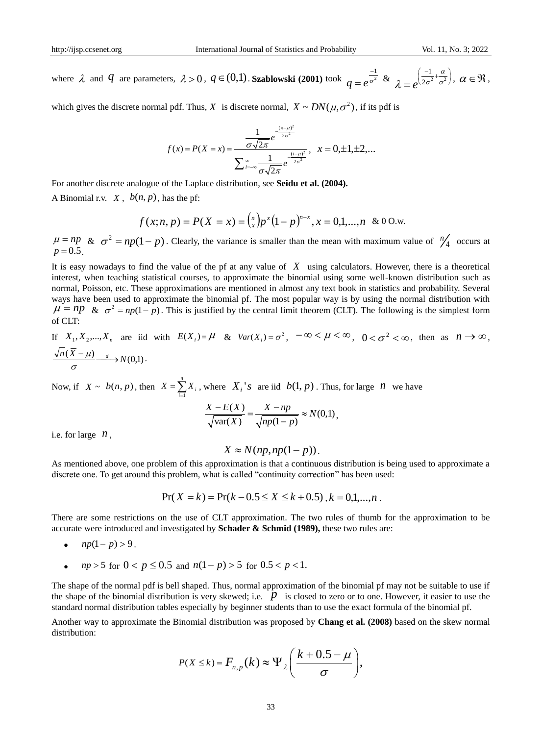where $\lambda$ and $q$ are parameters, $\lambda > 0$, $q \in (0,1)$. **Szablowski (2001)** took $q = e^{\frac{-1}{\sigma^2}}$ & $\lambda = e^{\left(\frac{-1}{2\sigma^2}+\frac{\alpha}{\sigma^2}\right)}$, $\alpha \in \Re$,

which gives the discrete normal pdf. Thus, $X$ is discrete normal, $X \sim DN(\mu,\sigma^2)$, if its pdf is

$$f(x) = P(X = x) = \frac{\frac{1}{\sigma\sqrt{2\pi}} e^{-\frac{(x-\mu)^2}{2\sigma^2}}}{\sum_{i=-\infty}^{\infty} \frac{1}{\sigma\sqrt{2\pi}} e^{-\frac{(i-\mu)^2}{2\sigma^2}}}, \quad x = 0, \pm 1, \pm 2, \ldots$$

For another discrete analogue of the Laplace distribution, see **Seidu et al. (2004).**

A Binomial r.v. $X$, $b(n, p)$, has the pf:

$$f(x; n, p) = P(X = x) = \binom{n}{x} p^x (1-p)^{n-x}, x = 0, 1, \ldots, n \text{ \& 0 O.w.}$$

$\mu = np$ & $\sigma^2 = np(1-p)$. Clearly, the variance is smaller than the mean with maximum value of $n/4$ occurs at $p = 0.5$.

It is easy nowadays to find the value of the pf at any value of $X$ using calculators. However, there is a theoretical interest, when teaching statistical courses, to approximate the binomial using some well-known distribution such as normal, Poisson, etc. These approximations are mentioned in almost any text book in statistics and probability. Several ways have been used to approximate the binomial pf. The most popular way is by using the normal distribution with $\mu = np$ & $\sigma^2 = np(1-p)$. This is justified by the central limit theorem (CLT). The following is the simplest form of CLT:

If $X_1, X_2, \ldots, X_n$ are iid with $E(X_i) = \mu$ & $Var(X_i) = \sigma^2$, $-\infty < \mu < \infty$, $0 < \sigma^2 < \infty$, then as $n \to \infty$, $\frac{\sqrt{n}(\bar{X} - \mu)}{\sigma} \xrightarrow{d} N(0,1)$.

Now, if $X \sim b(n, p)$, then $X = \sum_{i=1}^{n} X_i$, where $X_i$'s are iid $b(1, p)$. Thus, for large $n$ we have

$$\frac{X - E(X)}{\sqrt{\text{var}(X)}} = \frac{X - np}{\sqrt{np(1-p)}} \approx N(0,1),$$

i.e. for large $n$,

$$X \approx N(np, np(1-p)).$$

As mentioned above, one problem of this approximation is that a continuous distribution is being used to approximate a discrete one. To get around this problem, what is called "continuity correction" has been used:

$$\Pr(X = k) = \Pr(k - 0.5 \le X \le k + 0.5), k = 0, 1, \ldots, n.$$

There are some restrictions on the use of CLT approximation. The two rules of thumb for the approximation to be accurate were introduced and investigated by **Schader & Schmid (1989),** these two rules are:

- $np(1-p) > 9$.
- $np > 5$ for $0 < p \le 0.5$ and $n(1-p) > 5$ for $0.5 < p < 1$.

The shape of the normal pdf is bell shaped. Thus, normal approximation of the binomial pf may not be suitable to use if the shape of the binomial distribution is very skewed; i.e. $p$ is closed to zero or to one. However, it easier to use the standard normal distribution tables especially by beginner students than to use the exact formula of the binomial pf.

Another way to approximate the Binomial distribution was proposed by **Chang et al. (2008)** based on the skew normal distribution:

$$P(X \le k) = F_{n,p}(k) \approx \Psi_{\lambda}\left(\frac{k + 0.5 - \mu}{\sigma}\right),$$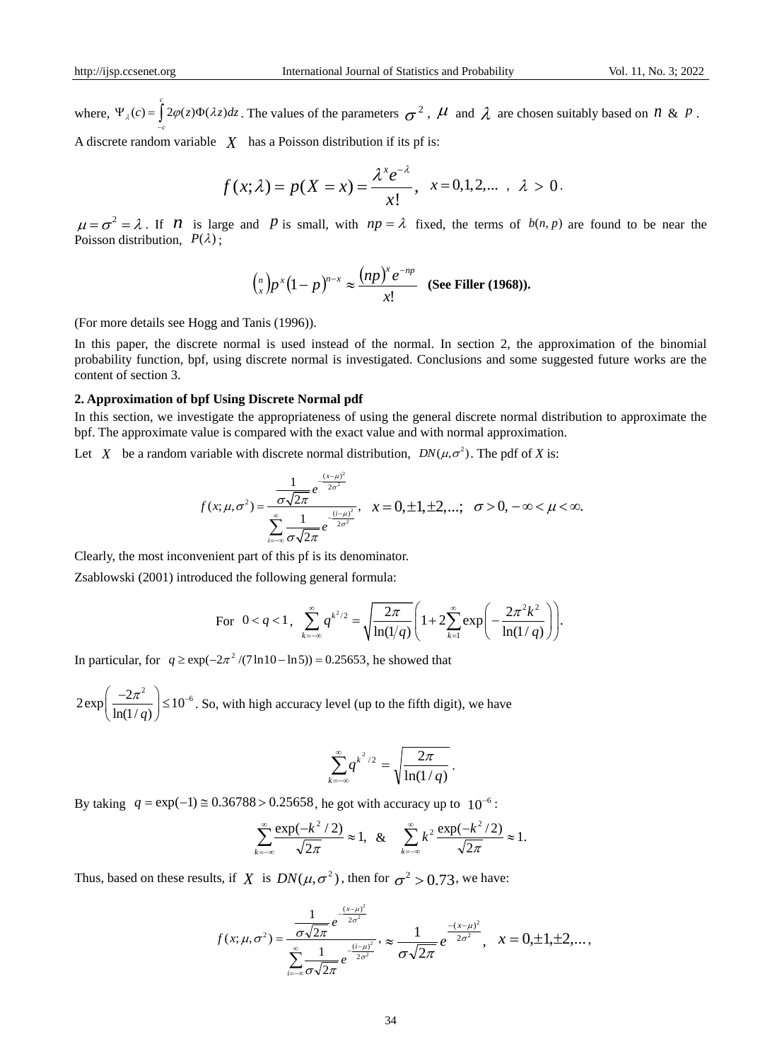where, $\Psi_\lambda(c) = \int_{-c}^{c} 2\varphi(z)\Phi(\lambda z)dz$. The values of the parameters $\sigma^2$, $\mu$ and $\lambda$ are chosen suitably based on $n$ & $p$.

A discrete random variable $X$ has a Poisson distribution if its pf is:

$$f(x;\lambda) = p(X = x) = \frac{\lambda^x e^{-\lambda}}{x!}, \quad x = 0,1,2,... \ , \ \lambda > 0.$$

$\mu = \sigma^2 = \lambda$. If $n$ is large and $p$ is small, with $np = \lambda$ fixed, the terms of $b(n, p)$ are found to be near the Poisson distribution, $P(\lambda)$;

$$\binom{n}{x} p^x (1-p)^{n-x} \approx \frac{(np)^x e^{-np}}{x!} \quad \textbf{(See Filler (1968)).}$$

(For more details see Hogg and Tanis (1996)).

In this paper, the discrete normal is used instead of the normal. In section 2, the approximation of the binomial probability function, bpf, using discrete normal is investigated. Conclusions and some suggested future works are the content of section 3.

## 2. Approximation of bpf Using Discrete Normal pdf

In this section, we investigate the appropriateness of using the general discrete normal distribution to approximate the bpf. The approximate value is compared with the exact value and with normal approximation.

Let $X$ be a random variable with discrete normal distribution, $DN(\mu,\sigma^2)$. The pdf of *X* is:

$$f(x;\mu,\sigma^2) = \frac{\frac{1}{\sigma\sqrt{2\pi}} e^{-\frac{(x-\mu)^2}{2\sigma^2}}}{\sum_{i=-\infty}^{\infty} \frac{1}{\sigma\sqrt{2\pi}} e^{-\frac{(i-\mu)^2}{2\sigma^2}}}, \quad x = 0, \pm 1, \pm 2, ...; \quad \sigma > 0, -\infty < \mu < \infty.$$

Clearly, the most inconvenient part of this pf is its denominator.

Zsablowski (2001) introduced the following general formula:

$$\text{For } 0 < q < 1, \ \sum_{k=-\infty}^{\infty} q^{k^2/2} = \sqrt{\frac{2\pi}{\ln(1/q)}} \left( 1 + 2\sum_{k=1}^{\infty} \exp\left( -\frac{2\pi^2 k^2}{\ln(1/q)} \right) \right).$$

In particular, for $q \geq \exp(-2\pi^2/(7\ln 10 - \ln 5)) = 0.25653$, he showed that

$2\exp\left( \frac{-2\pi^2}{\ln(1/q)} \right) \leq 10^{-6}$. So, with high accuracy level (up to the fifth digit), we have

$$\sum_{k=-\infty}^{\infty} q^{k^2/2} = \sqrt{\frac{2\pi}{\ln(1/q)}}.$$

By taking $q = \exp(-1) \cong 0.36788 > 0.25658$, he got with accuracy up to $10^{-6}$:

$$\sum_{k=-\infty}^{\infty} \frac{\exp(-k^2/2)}{\sqrt{2\pi}} \approx 1, \quad \& \quad \sum_{k=-\infty}^{\infty} k^2 \frac{\exp(-k^2/2)}{\sqrt{2\pi}} \approx 1.$$

Thus, based on these results, if $X$ is $DN(\mu,\sigma^2)$, then for $\sigma^2 > 0.73$, we have:

$$f(x;\mu,\sigma^2) = \frac{\frac{1}{\sigma\sqrt{2\pi}} e^{-\frac{(x-\mu)^2}{2\sigma^2}}}{\sum_{i=-\infty}^{\infty} \frac{1}{\sigma\sqrt{2\pi}} e^{-\frac{(i-\mu)^2}{2\sigma^2}}}, \approx \frac{1}{\sigma\sqrt{2\pi}} e^{\frac{-(x-\mu)^2}{2\sigma^2}}, \quad x = 0, \pm 1, \pm 2, ...,$$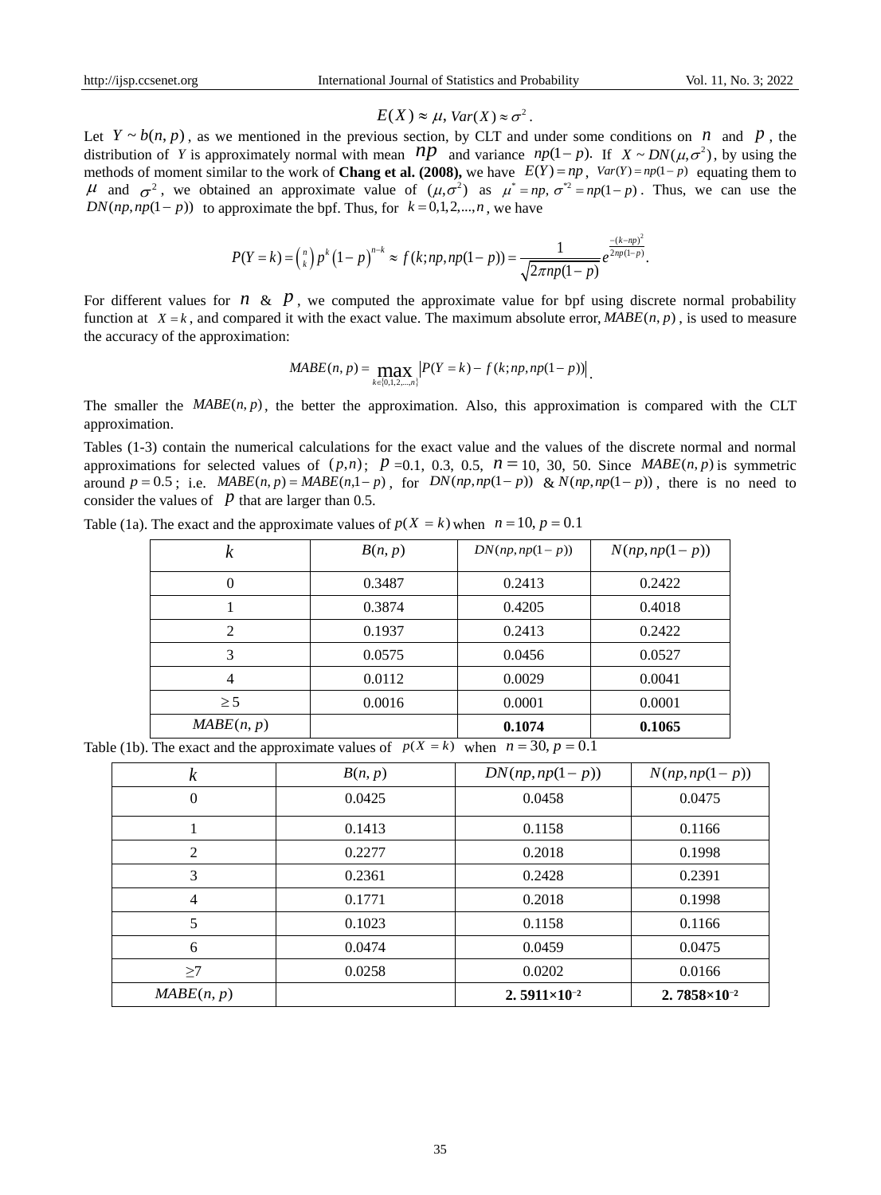$$E(X) \approx \mu, \; Var(X) \approx \sigma^2 .$$

Let $Y \sim b(n, p)$, as we mentioned in the previous section, by CLT and under some conditions on $n$ and $p$, the distribution of $Y$ is approximately normal with mean $np$ and variance $np(1-p)$. If $X \sim DN(\mu, \sigma^2)$, by using the methods of moment similar to the work of **Chang et al. (2008),** we have $E(Y) = np$, $Var(Y) = np(1-p)$ equating them to $\mu$ and $\sigma^2$, we obtained an approximate value of $(\mu, \sigma^2)$ as $\mu^* = np, \sigma^{*2} = np(1-p)$. Thus, we can use the $DN(np, np(1-p))$ to approximate the bpf. Thus, for $k = 0,1,2,...,n$, we have

$$P(Y = k) = \binom{n}{k} p^k \left(1-p\right)^{n-k} \approx f(k; np, np(1-p)) = \frac{1}{\sqrt{2\pi np(1-p)}} e^{\frac{-(k-np)^2}{2np(1-p)}}.$$

For different values for $n$ & $p$, we computed the approximate value for bpf using discrete normal probability function at $X = k$, and compared it with the exact value. The maximum absolute error, $MABE(n, p)$, is used to measure the accuracy of the approximation:

$$MABE(n, p) = \max_{k \in \{0,1,2,...,n\}} \left| P(Y = k) - f(k; np, np(1-p)) \right|.$$

The smaller the $MABE(n, p)$, the better the approximation. Also, this approximation is compared with the CLT approximation.

Tables (1-3) contain the numerical calculations for the exact value and the values of the discrete normal and normal approximations for selected values of $(p,n)$; $p$ =0.1, 0.3, 0.5, $n =$ 10, 30, 50. Since $MABE(n, p)$ is symmetric around $p = 0.5$; i.e. $MABE(n, p) = MABE(n, 1-p)$, for $DN(np, np(1-p))$ & $N(np, np(1-p))$, there is no need to consider the values of $p$ that are larger than 0.5.

Table (1a). The exact and the approximate values of $p(X = k)$ when $n = 10, p = 0.1$

| $k$ | $B(n, p)$ | $DN(np, np(1-p))$ | $N(np, np(1-p))$ |
|---|---|---|---|
| 0 | 0.3487 | 0.2413 | 0.2422 |
| 1 | 0.3874 | 0.4205 | 0.4018 |
| 2 | 0.1937 | 0.2413 | 0.2422 |
| 3 | 0.0575 | 0.0456 | 0.0527 |
| 4 | 0.0112 | 0.0029 | 0.0041 |
| $\geq 5$ | 0.0016 | 0.0001 | 0.0001 |
| $MABE(n, p)$ | | **0.1074** | **0.1065** |

Table (1b). The exact and the approximate values of $p(X = k)$ when $n = 30, p = 0.1$

| $k$ | $B(n, p)$ | $DN(np, np(1-p))$ | $N(np, np(1-p))$ |
|---|---|---|---|
| 0 | 0.0425 | 0.0458 | 0.0475 |
| 1 | 0.1413 | 0.1158 | 0.1166 |
| 2 | 0.2277 | 0.2018 | 0.1998 |
| 3 | 0.2361 | 0.2428 | 0.2391 |
| 4 | 0.1771 | 0.2018 | 0.1998 |
| 5 | 0.1023 | 0.1158 | 0.1166 |
| 6 | 0.0474 | 0.0459 | 0.0475 |
| $\geq 7$ | 0.0258 | 0.0202 | 0.0166 |
| $MABE(n, p)$ | | **$2.5911 \times 10^{-2}$** | **$2.7858 \times 10^{-2}$** |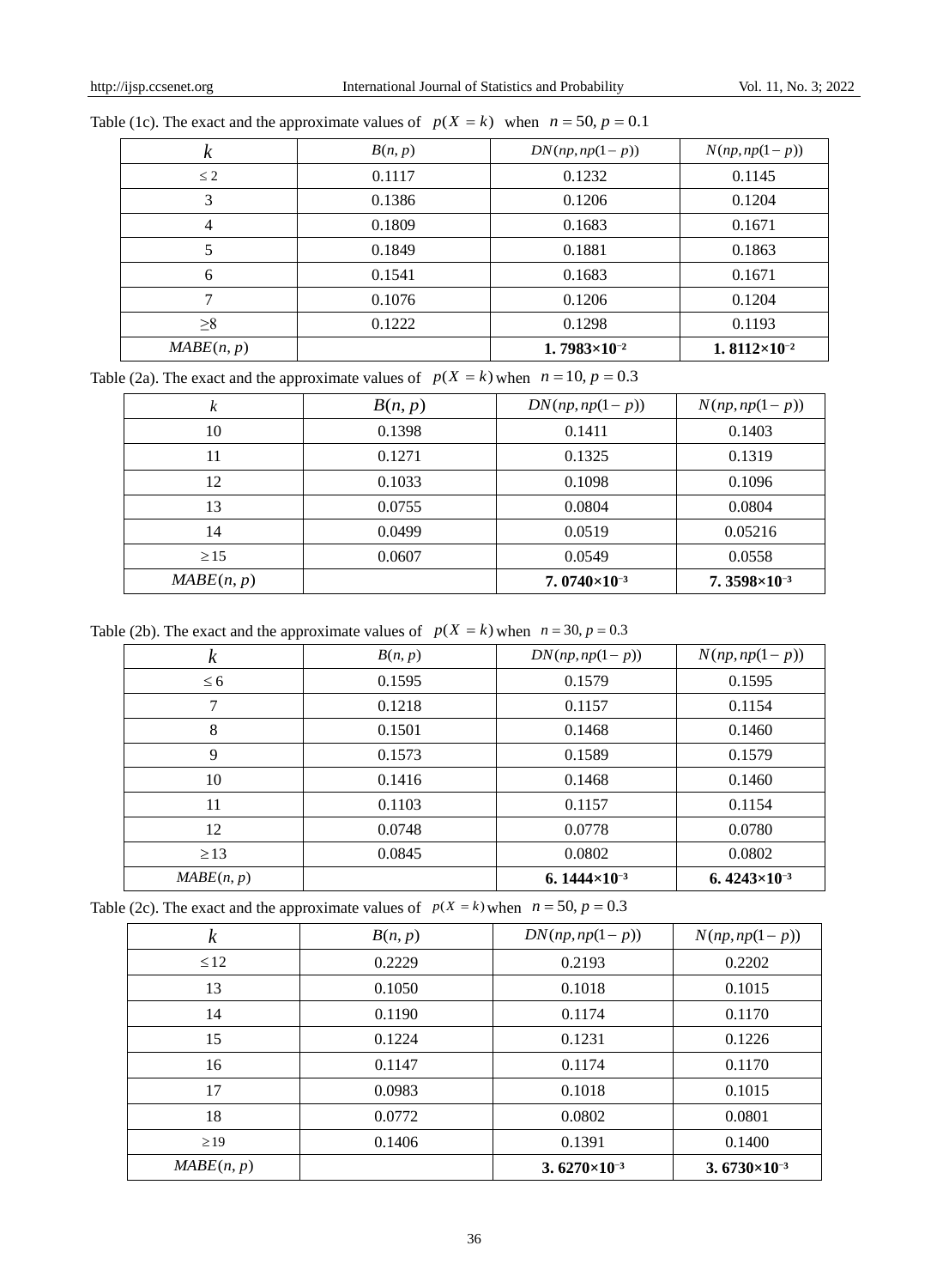Table (1c). The exact and the approximate values of $p(X = k)$ when $n = 50, p = 0.1$

| $k$ | $B(n, p)$ | $DN(np, np(1-p))$ | $N(np, np(1-p))$ |
|---|---|---|---|
| $\leq 2$ | 0.1117 | 0.1232 | 0.1145 |
| 3 | 0.1386 | 0.1206 | 0.1204 |
| 4 | 0.1809 | 0.1683 | 0.1671 |
| 5 | 0.1849 | 0.1881 | 0.1863 |
| 6 | 0.1541 | 0.1683 | 0.1671 |
| 7 | 0.1076 | 0.1206 | 0.1204 |
| $\geq 8$ | 0.1222 | 0.1298 | 0.1193 |
| $MABE(n, p)$ | | **$1.7983 \times 10^{-2}$** | **$1.8112 \times 10^{-2}$** |

Table (2a). The exact and the approximate values of $p(X = k)$ when $n = 10, p = 0.3$

| $k$ | $B(n, p)$ | $DN(np, np(1-p))$ | $N(np, np(1-p))$ |
|---|---|---|---|
| 10 | 0.1398 | 0.1411 | 0.1403 |
| 11 | 0.1271 | 0.1325 | 0.1319 |
| 12 | 0.1033 | 0.1098 | 0.1096 |
| 13 | 0.0755 | 0.0804 | 0.0804 |
| 14 | 0.0499 | 0.0519 | 0.05216 |
| $\geq 15$ | 0.0607 | 0.0549 | 0.0558 |
| $MABE(n, p)$ | | **$7.0740 \times 10^{-3}$** | **$7.3598 \times 10^{-3}$** |

Table (2b). The exact and the approximate values of $p(X = k)$ when $n = 30, p = 0.3$

| $k$ | $B(n, p)$ | $DN(np, np(1-p))$ | $N(np, np(1-p))$ |
|---|---|---|---|
| $\leq 6$ | 0.1595 | 0.1579 | 0.1595 |
| 7 | 0.1218 | 0.1157 | 0.1154 |
| 8 | 0.1501 | 0.1468 | 0.1460 |
| 9 | 0.1573 | 0.1589 | 0.1579 |
| 10 | 0.1416 | 0.1468 | 0.1460 |
| 11 | 0.1103 | 0.1157 | 0.1154 |
| 12 | 0.0748 | 0.0778 | 0.0780 |
| $\geq 13$ | 0.0845 | 0.0802 | 0.0802 |
| $MABE(n, p)$ | | **$6.1444 \times 10^{-3}$** | **$6.4243 \times 10^{-3}$** |

Table (2c). The exact and the approximate values of $p(X = k)$ when $n = 50, p = 0.3$

| $k$ | $B(n, p)$ | $DN(np, np(1-p))$ | $N(np, np(1-p))$ |
|---|---|---|---|
| $\leq 12$ | 0.2229 | 0.2193 | 0.2202 |
| 13 | 0.1050 | 0.1018 | 0.1015 |
| 14 | 0.1190 | 0.1174 | 0.1170 |
| 15 | 0.1224 | 0.1231 | 0.1226 |
| 16 | 0.1147 | 0.1174 | 0.1170 |
| 17 | 0.0983 | 0.1018 | 0.1015 |
| 18 | 0.0772 | 0.0802 | 0.0801 |
| $\geq 19$ | 0.1406 | 0.1391 | 0.1400 |
| $MABE(n, p)$ | | **$3.6270 \times 10^{-3}$** | **$3.6730 \times 10^{-3}$** |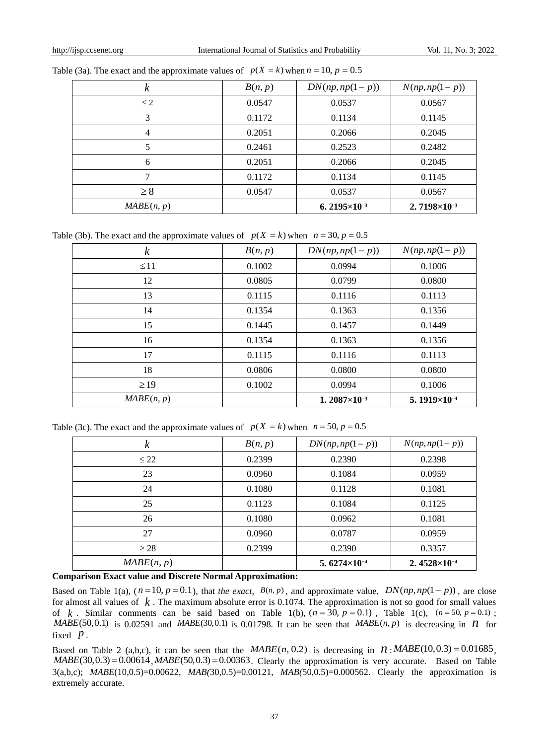Table (3a). The exact and the approximate values of $p(X = k)$ when $n = 10, p = 0.5$

| $k$ | $B(n, p)$ | $DN(np, np(1-p))$ | $N(np, np(1-p))$ |
|---|---|---|---|
| $\leq 2$ | 0.0547 | 0.0537 | 0.0567 |
| 3 | 0.1172 | 0.1134 | 0.1145 |
| 4 | 0.2051 | 0.2066 | 0.2045 |
| 5 | 0.2461 | 0.2523 | 0.2482 |
| 6 | 0.2051 | 0.2066 | 0.2045 |
| 7 | 0.1172 | 0.1134 | 0.1145 |
| $\geq 8$ | 0.0547 | 0.0537 | 0.0567 |
| $MABE(n, p)$ | | **$6.2195\times10^{-3}$** | **$2.7198\times10^{-3}$** |

Table (3b). The exact and the approximate values of $p(X = k)$ when $n = 30, p = 0.5$

| $k$ | $B(n, p)$ | $DN(np, np(1-p))$ | $N(np, np(1-p))$ |
|---|---|---|---|
| $\leq 11$ | 0.1002 | 0.0994 | 0.1006 |
| 12 | 0.0805 | 0.0799 | 0.0800 |
| 13 | 0.1115 | 0.1116 | 0.1113 |
| 14 | 0.1354 | 0.1363 | 0.1356 |
| 15 | 0.1445 | 0.1457 | 0.1449 |
| 16 | 0.1354 | 0.1363 | 0.1356 |
| 17 | 0.1115 | 0.1116 | 0.1113 |
| 18 | 0.0806 | 0.0800 | 0.0800 |
| $\geq 19$ | 0.1002 | 0.0994 | 0.1006 |
| $MABE(n, p)$ | | **$1.2087\times10^{-3}$** | **$5.1919\times10^{-4}$** |

Table (3c). The exact and the approximate values of $p(X = k)$ when $n = 50, p = 0.5$

| $k$ | $B(n, p)$ | $DN(np, np(1-p))$ | $N(np, np(1-p))$ |
|---|---|---|---|
| $\leq 22$ | 0.2399 | 0.2390 | 0.2398 |
| 23 | 0.0960 | 0.1084 | 0.0959 |
| 24 | 0.1080 | 0.1128 | 0.1081 |
| 25 | 0.1123 | 0.1084 | 0.1125 |
| 26 | 0.1080 | 0.0962 | 0.1081 |
| 27 | 0.0960 | 0.0787 | 0.0959 |
| $\geq 28$ | 0.2399 | 0.2390 | 0.3357 |
| $MABE(n, p)$ | | **$5.6274\times10^{-4}$** | **$2.4528\times10^{-4}$** |

**Comparison Exact value and Discrete Normal Approximation:**

Based on Table 1(a), ($n = 10, p = 0.1$), that *the exact,* $B(n, p)$, and approximate value, $DN(np, np(1-p))$, are close for almost all values of $k$. The maximum absolute error is 0.1074. The approximation is not so good for small values of $k$. Similar comments can be said based on Table 1(b), ($n = 30, p = 0.1$), Table 1(c), ($n = 50, p = 0.1$); $MABE(50, 0.1)$ is 0.02591 and $MABE(30, 0.1)$ is 0.01798. It can be seen that $MABE(n, p)$ is decreasing in $n$ for fixed $p$.

Based on Table 2 (a,b,c), it can be seen that the $MABE(n, 0.2)$ is decreasing in $n$: $MABE(10, 0.3) = 0.01685$, $MABE(30, 0.3) = 0.00614$, $MABE(50, 0.3) = 0.00363$. Clearly the approximation is very accurate. Based on Table 3(a,b,c); $MABE(10,0.5)=0.00622$, $MAB(30,0.5)=0.00121$, $MAB(50,0.5)=0.000562$. Clearly the approximation is extremely accurate.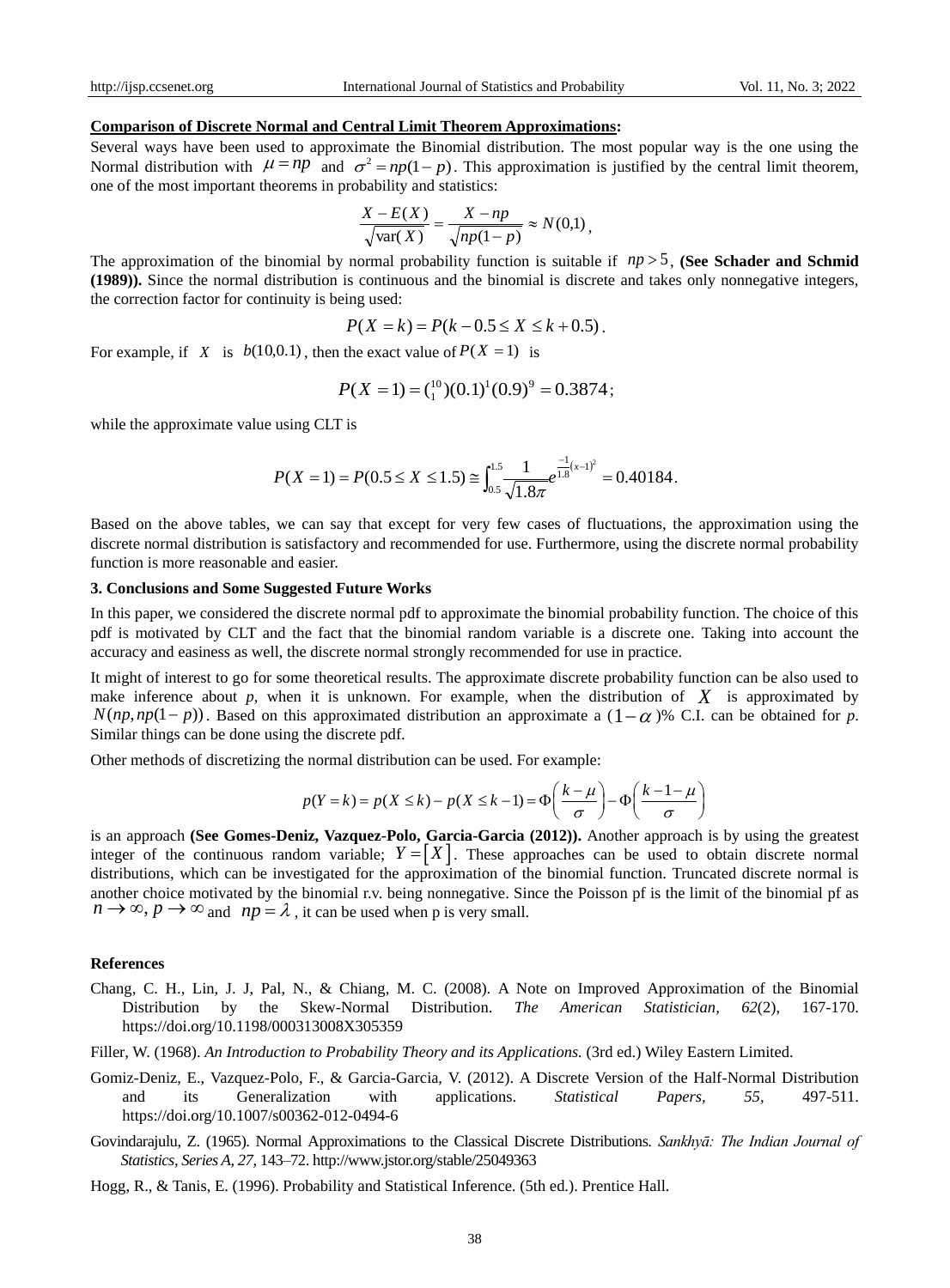**Comparison of Discrete Normal and Central Limit Theorem Approximations**:

Several ways have been used to approximate the Binomial distribution. The most popular way is the one using the Normal distribution with $\mu = np$ and $\sigma^2 = np(1-p)$. This approximation is justified by the central limit theorem, one of the most important theorems in probability and statistics:

$$\frac{X - E(X)}{\sqrt{\text{var}(X)}} = \frac{X - np}{\sqrt{np(1-p)}} \approx N(0,1),$$

The approximation of the binomial by normal probability function is suitable if $np > 5$, **(See Schader and Schmid (1989)).** Since the normal distribution is continuous and the binomial is discrete and takes only nonnegative integers, the correction factor for continuity is being used:

$$P(X = k) = P(k - 0.5 \leq X \leq k + 0.5).$$

For example, if $X$ is $b(10,0.1)$, then the exact value of $P(X = 1)$ is

$$P(X = 1) = \binom{10}{1}(0.1)^1(0.9)^9 = 0.3874;$$

while the approximate value using CLT is

$$P(X = 1) = P(0.5 \leq X \leq 1.5) \cong \int_{0.5}^{1.5} \frac{1}{\sqrt{1.8\pi}} e^{\frac{-1}{1.8}(x-1)^2} = 0.40184.$$

Based on the above tables, we can say that except for very few cases of fluctuations, the approximation using the discrete normal distribution is satisfactory and recommended for use. Furthermore, using the discrete normal probability function is more reasonable and easier.

### 3. Conclusions and Some Suggested Future Works

In this paper, we considered the discrete normal pdf to approximate the binomial probability function. The choice of this pdf is motivated by CLT and the fact that the binomial random variable is a discrete one. Taking into account the accuracy and easiness as well, the discrete normal strongly recommended for use in practice.

It might of interest to go for some theoretical results. The approximate discrete probability function can be also used to make inference about *p*, when it is unknown. For example, when the distribution of $X$ is approximated by $N(np, np(1-p))$. Based on this approximated distribution an approximate a $(1-\alpha)$% C.I. can be obtained for *p*. Similar things can be done using the discrete pdf.

Other methods of discretizing the normal distribution can be used. For example:

$$p(Y = k) = p(X \leq k) - p(X \leq k-1) = \Phi\left(\frac{k-\mu}{\sigma}\right) - \Phi\left(\frac{k-1-\mu}{\sigma}\right)$$

is an approach **(See Gomes-Deniz, Vazquez-Polo, Garcia-Garcia (2012)).** Another approach is by using the greatest integer of the continuous random variable; $Y = \left[X\right]$. These approaches can be used to obtain discrete normal distributions, which can be investigated for the approximation of the binomial function. Truncated discrete normal is another choice motivated by the binomial r.v. being nonnegative. Since the Poisson pf is the limit of the binomial pf as $n \to \infty, p \to \infty$ and $np = \lambda$, it can be used when p is very small.

### References

Chang, C. H., Lin, J. J, Pal, N., & Chiang, M. C. (2008). A Note on Improved Approximation of the Binomial Distribution by the Skew-Normal Distribution. *The American Statistician, 62*(2), 167-170. https://doi.org/10.1198/000313008X305359

Filler, W. (1968). *An Introduction to Probability Theory and its Applications.* (3rd ed.) Wiley Eastern Limited.

Gomiz-Deniz, E., Vazquez-Polo, F., & Garcia-Garcia, V. (2012). A Discrete Version of the Half-Normal Distribution and its Generalization with applications. *Statistical Papers, 55,* 497-511. https://doi.org/10.1007/s00362-012-0494-6

Govindarajulu, Z. (1965). Normal Approximations to the Classical Discrete Distributions. *Sankhyā: The Indian Journal of Statistics, Series A, 27,* 143–72. http://www.jstor.org/stable/25049363

Hogg, R., & Tanis, E. (1996). Probability and Statistical Inference. (5th ed.). Prentice Hall.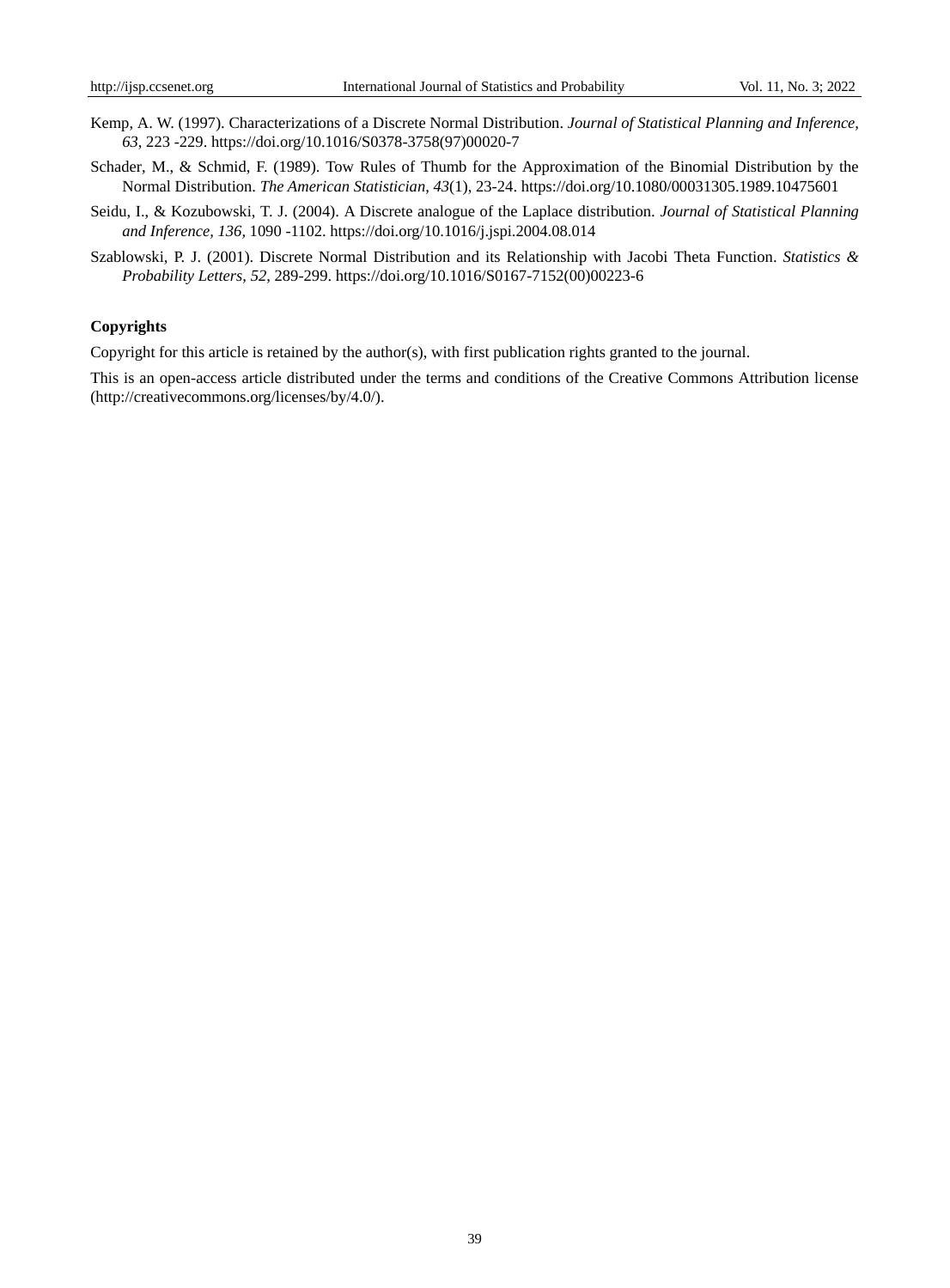Kemp, A. W. (1997). Characterizations of a Discrete Normal Distribution. *Journal of Statistical Planning and Inference, 63*, 223 -229. https://doi.org/10.1016/S0378-3758(97)00020-7

Schader, M., & Schmid, F. (1989). Tow Rules of Thumb for the Approximation of the Binomial Distribution by the Normal Distribution. *The American Statistician, 43*(1), 23-24. https://doi.org/10.1080/00031305.1989.10475601

Seidu, I., & Kozubowski, T. J. (2004). A Discrete analogue of the Laplace distribution. *Journal of Statistical Planning and Inference, 136,* 1090 -1102. https://doi.org/10.1016/j.jspi.2004.08.014

Szablowski, P. J. (2001). Discrete Normal Distribution and its Relationship with Jacobi Theta Function. *Statistics & Probability Letters, 52*, 289-299. https://doi.org/10.1016/S0167-7152(00)00223-6

**Copyrights**

Copyright for this article is retained by the author(s), with first publication rights granted to the journal.

This is an open-access article distributed under the terms and conditions of the Creative Commons Attribution license (http://creativecommons.org/licenses/by/4.0/).